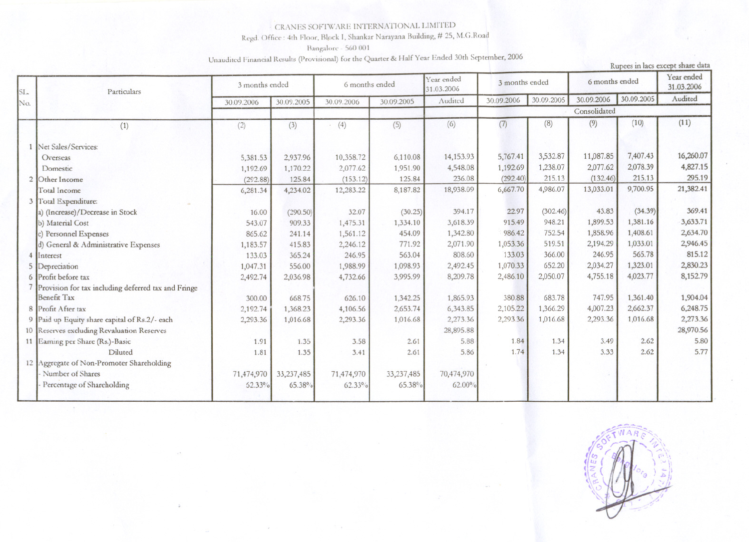CRANES SOFTWARE INTERNATIONAL LIMITED

Regd. Office : 4th Floor, Block I, Shankar Narayana Building, # 25, M.G.Road

Bangalore - 560 001

Unaudited Financial Results (Provisional) for the Quarter & Half Year Ended 30th September, 2006

Rupees in lacs except share data

| SL. No. | Particulars | 3 months ended | | 6 months ended | | Year ended 31.03.2006 | 3 months ended | | 6 months ended | | Year ended 31.03.2006 |
|---|---|---|---|---|---|---|---|---|---|---|---|
| | | 30.09.2006 | 30.09.2005 | 30.09.2006 | 30.09.2005 | Audited | 30.09.2006 | 30.09.2005 | 30.09.2006 | 30.09.2005 | Audited |
| | | | | | | | Consolidated | | | | |
| | (1) | (2) | (3) | (4) | (5) | (6) | (7) | (8) | (9) | (10) | (11) |
| 1 | Net Sales/Services: | | | | | | | | | | |
| | Overseas | 5,381.53 | 2,937.96 | 10,358.72 | 6,110.08 | 14,153.93 | 5,767.41 | 3,532.87 | 11,087.85 | 7,407.43 | 16,260.07 |
| | Domestic | 1,192.69 | 1,170.22 | 2,077.62 | 1,951.90 | 4,548.08 | 1,192.69 | 1,238.07 | 2,077.62 | 2,078.39 | 4,827.15 |
| 2 | Other Income | (292.88) | 125.84 | (153.12) | 125.84 | 236.08 | (292.40) | 215.13 | (132.46) | 215.13 | 295.19 |
| | Total Income | 6,281.34 | 4,234.02 | 12,283.22 | 8,187.82 | 18,938.09 | 6,667.70 | 4,986.07 | 13,033.01 | 9,700.95 | 21,382.41 |
| 3 | Total Expenditure: | | | | | | | | | | |
| | a) (Increase)/Decrease in Stock | 16.00 | (290.50) | 32.07 | (30.25) | 394.17 | 22.97 | (302.46) | 43.83 | (34.39) | 369.41 |
| | b) Material Cost | 543.07 | 909.33 | 1,475.31 | 1,334.10 | 3,618.39 | 915.49 | 948.21 | 1,899.53 | 1,381.16 | 3,633.71 |
| | c) Personnel Expenses | 865.62 | 241.14 | 1,561.12 | 454.09 | 1,342.80 | 986.42 | 752.54 | 1,858.96 | 1,408.61 | 2,634.70 |
| | d) General & Administrative Expenses | 1,183.57 | 415.83 | 2,246.12 | 771.92 | 2,071.90 | 1,053.36 | 519.51 | 2,194.29 | 1,033.01 | 2,946.45 |
| 4 | Interest | 133.03 | 365.24 | 246.95 | 563.04 | 808.60 | 133.03 | 366.00 | 246.95 | 565.78 | 815.12 |
| 5 | Depreciation | 1,047.31 | 556.00 | 1,988.99 | 1,098.93 | 2,492.45 | 1,070.33 | 652.20 | 2,034.27 | 1,323.01 | 2,830.23 |
| 6 | Profit before tax | 2,492.74 | 2,036.98 | 4,732.66 | 3,995.99 | 8,209.78 | 2,486.10 | 2,050.07 | 4,755.18 | 4,023.77 | 8,152.79 |
| 7 | Provision for tax including deferred tax and Fringe Benefit Tax | 300.00 | 668.75 | 626.10 | 1,342.25 | 1,865.93 | 380.88 | 683.78 | 747.95 | 1,361.40 | 1,904.04 |
| 8 | Profit After tax | 2,192.74 | 1,368.23 | 4,106.56 | 2,653.74 | 6,343.85 | 2,105.22 | 1,366.29 | 4,007.23 | 2,662.37 | 6,248.75 |
| 9 | Paid up Equity share capital of Rs.2/- each | 2,293.36 | 1,016.68 | 2,293.36 | 1,016.68 | 2,273.36 | 2,293.36 | 1,016.68 | 2,293.36 | 1,016.68 | 2,273.36 |
| 10 | Reserves excluding Revaluation Reserves | | | | | 28,895.88 | | | | | 28,970.56 |
| 11 | Earning per Share (Rs.)-Basic | 1.91 | 1.35 | 3.58 | 2.61 | 5.88 | 1.84 | 1.34 | 3.49 | 2.62 | 5.80 |
| | Diluted | 1.81 | 1.35 | 3.41 | 2.61 | 5.86 | 1.74 | 1.34 | 3.33 | 2.62 | 5.77 |
| 12 | Aggregate of Non-Promoter Shareholding | | | | | | | | | | |
| | - Number of Shares | 71,474,970 | 33,237,485 | 71,474,970 | 33,237,485 | 70,474,970 | | | | | |
| | - Percentage of Shareholding | 62.33% | 65.38% | 62.33% | 65.38% | 62.00% | | | | | |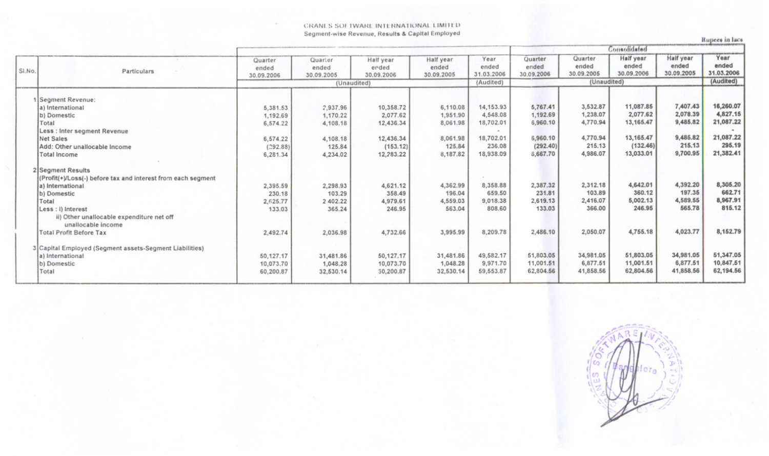CRANES SOFTWARE INTERNATIONAL LIMITED

Segment-wise Revenue, Results & Capital Employed

Rupees in lacs

| Sl.No. | Particulars | Quarter ended 30.09.2006 | Quarter ended 30.09.2005 | Half year ended 30.09.2006 | Half year ended 30.09.2005 | Year ended 31.03.2006 | Consolidated Quarter ended 30.09.2006 | Quarter ended 30.09.2005 | Half year ended 30.09.2006 | Half year ended 30.09.2005 | Year ended 31.03.2006 |
|---|---|---|---|---|---|---|---|---|---|---|---|
| | | (Unaudited) | | | | (Audited) | (Unaudited) | | | | (Audited) |
| 1 | Segment Revenue: | | | | | | | | | | |
| | a) International | 5,381.53 | 2,937.96 | 10,358.72 | 6,110.08 | 14,153.93 | 5,767.41 | 3,532.87 | 11,087.85 | 7,407.43 | 16,260.07 |
| | b) Domestic | 1,192.69 | 1,170.22 | 2,077.62 | 1,951.90 | 4,548.08 | 1,192.69 | 1,238.07 | 2,077.62 | 2,078.39 | 4,827.15 |
| | Total | 6,574.22 | 4,108.18 | 12,436.34 | 8,061.98 | 18,702.01 | 6,960.10 | 4,770.94 | 13,165.47 | 9,485.82 | 21,087.22 |
| | Less : Inter segment Revenue | | | | | - | | | | | - |
| | Net Sales | 6,574.22 | 4,108.18 | 12,436.34 | 8,061.98 | 18,702.01 | 6,960.10 | 4,770.94 | 13,165.47 | 9,485.82 | 21,087.22 |
| | Add: Other unallocable Income | (292.88) | 125.84 | (153.12) | 125.84 | 236.08 | (292.40) | 215.13 | (132.46) | 215.13 | 295.19 |
| | Total Income | 6,281.34 | 4,234.02 | 12,283.22 | 8,187.82 | 18,938.09 | 6,667.70 | 4,986.07 | 13,033.01 | 9,700.95 | 21,382.41 |
| 2 | Segment Results | | | | | | | | | | |
| | (Profit(+)/Loss(-) before tax and interest from each segment | | | | | | | | | | |
| | a) International | 2,395.59 | 2,298.93 | 4,621.12 | 4,362.99 | 8,358.88 | 2,387.32 | 2,312.18 | 4,642.01 | 4,392.20 | 8,305.20 |
| | b) Domestic | 230.18 | 103.29 | 358.49 | 196.04 | 659.50 | 231.81 | 103.89 | 360.12 | 197.35 | 662.71 |
| | Total | 2,625.77 | 2 402.22 | 4,979.61 | 4,559.03 | 9,018.38 | 2,619.13 | 2,416.07 | 5,002.13 | 4,589.55 | 8,967.91 |
| | Less : i) Interest | 133.03 | 365.24 | 246.95 | 563.04 | 808.60 | 133.03 | 366.00 | 246.95 | 565.78 | 815.12 |
| | ii) Other unallocable expenditure net off unallocable income | | | | | | | | | | |
| | Total Profit Before Tax | 2,492.74 | 2,036.98 | 4,732.66 | 3,995.99 | 8,209.78 | 2,486.10 | 2,050.07 | 4,755.18 | 4,023.77 | 8,152.79 |
| 3 | Capital Employed (Segment assets-Segment Liabilities) | | | | | | | | | | |
| | a) International | 50,127.17 | 31,481.86 | 50,127.17 | 31,481.86 | 49,582.17 | 51,803.05 | 34,981.05 | 51,803.05 | 34,981.05 | 51,347.05 |
| | b) Domestic | 10,073.70 | 1,048.28 | 10,073.70 | 1,048.28 | 9,971.70 | 11,001.51 | 6,877.51 | 11,001.51 | 6,877.51 | 10,847.51 |
| | Total | 60,200.87 | 32,530.14 | 30,200.87 | 32,530.14 | 59,553.87 | 62,804.56 | 41,858.56 | 62,804.56 | 41,858.56 | 62,194.56 |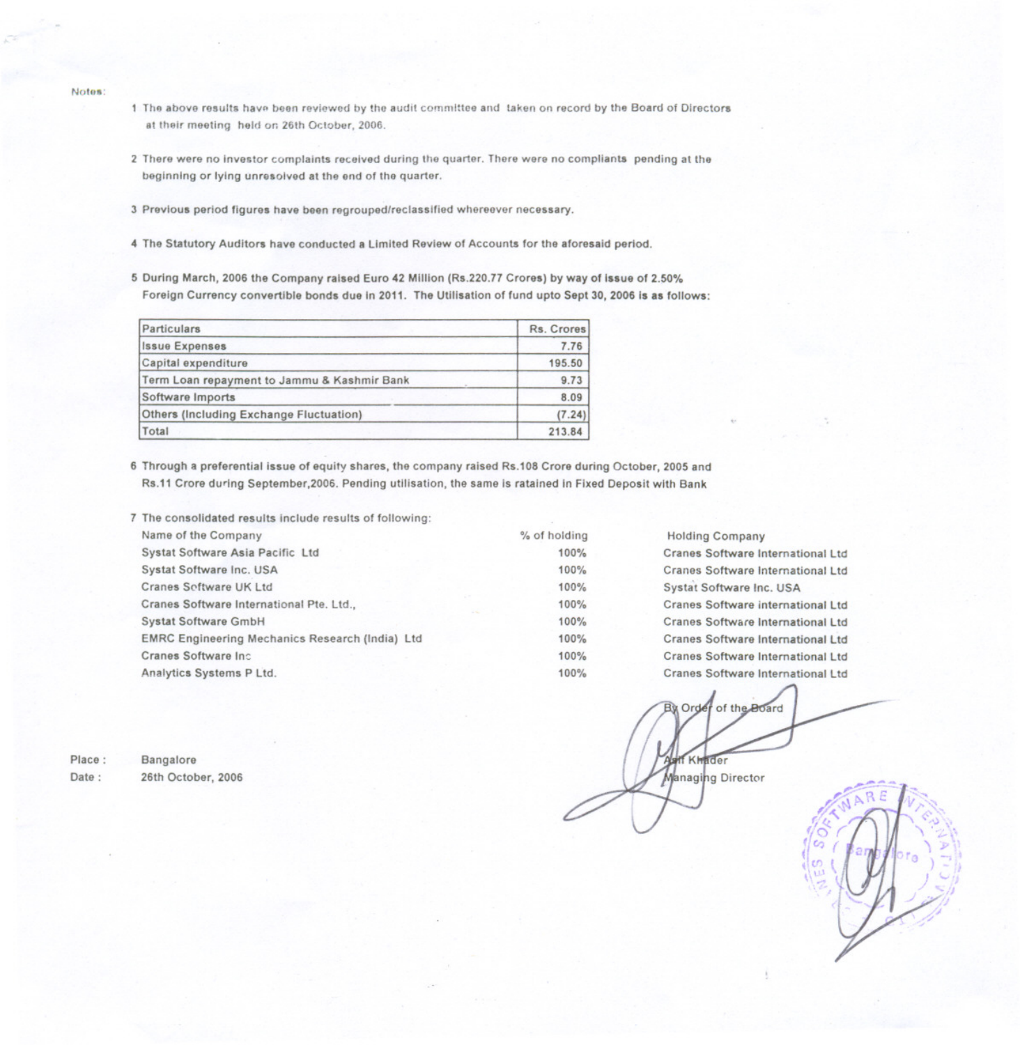Notes:

1. The above results have been reviewed by the audit committee and taken on record by the Board of Directors at their meeting held on 26th October, 2006.

2. There were no investor complaints received during the quarter. There were no compliants pending at the beginning or lying unresolved at the end of the quarter.

3. Previous period figures have been regrouped/reclassified whereever necessary.

4. The Statutory Auditors have conducted a Limited Review of Accounts for the aforesaid period.

5. During March, 2006 the Company raised Euro 42 Million (Rs.220.77 Crores) by way of issue of 2.50% Foreign Currency convertible bonds due in 2011. The Utilisation of fund upto Sept 30, 2006 is as follows:

| Particulars | Rs. Crores |
|---|---|
| Issue Expenses | 7.76 |
| Capital expenditure | 195.50 |
| Term Loan repayment to Jammu & Kashmir Bank | 9.73 |
| Software Imports | 8.09 |
| Others (Including Exchange Fluctuation) | (7.24) |
| Total | 213.84 |

6. Through a preferential issue of equity shares, the company raised Rs.108 Crore during October, 2005 and Rs.11 Crore during September,2006. Pending utilisation, the same is ratained in Fixed Deposit with Bank

7. The consolidated results include results of following:

| Name of the Company | % of holding | Holding Company |
|---|---|---|
| Systat Software Asia Pacific Ltd | 100% | Cranes Software International Ltd |
| Systat Software Inc. USA | 100% | Cranes Software International Ltd |
| Cranes Software UK Ltd | 100% | Systat Software Inc. USA |
| Cranes Software International Pte. Ltd., | 100% | Cranes Software international Ltd |
| Systat Software GmbH | 100% | Cranes Software International Ltd |
| EMRC Engineering Mechanics Research (India) Ltd | 100% | Cranes Software International Ltd |
| Cranes Software Inc | 100% | Cranes Software International Ltd |
| Analytics Systems P Ltd. | 100% | Cranes Software International Ltd |

By Order of the Board

Asif Khader
Managing Director

Place : Bangalore
Date : 26th October, 2006